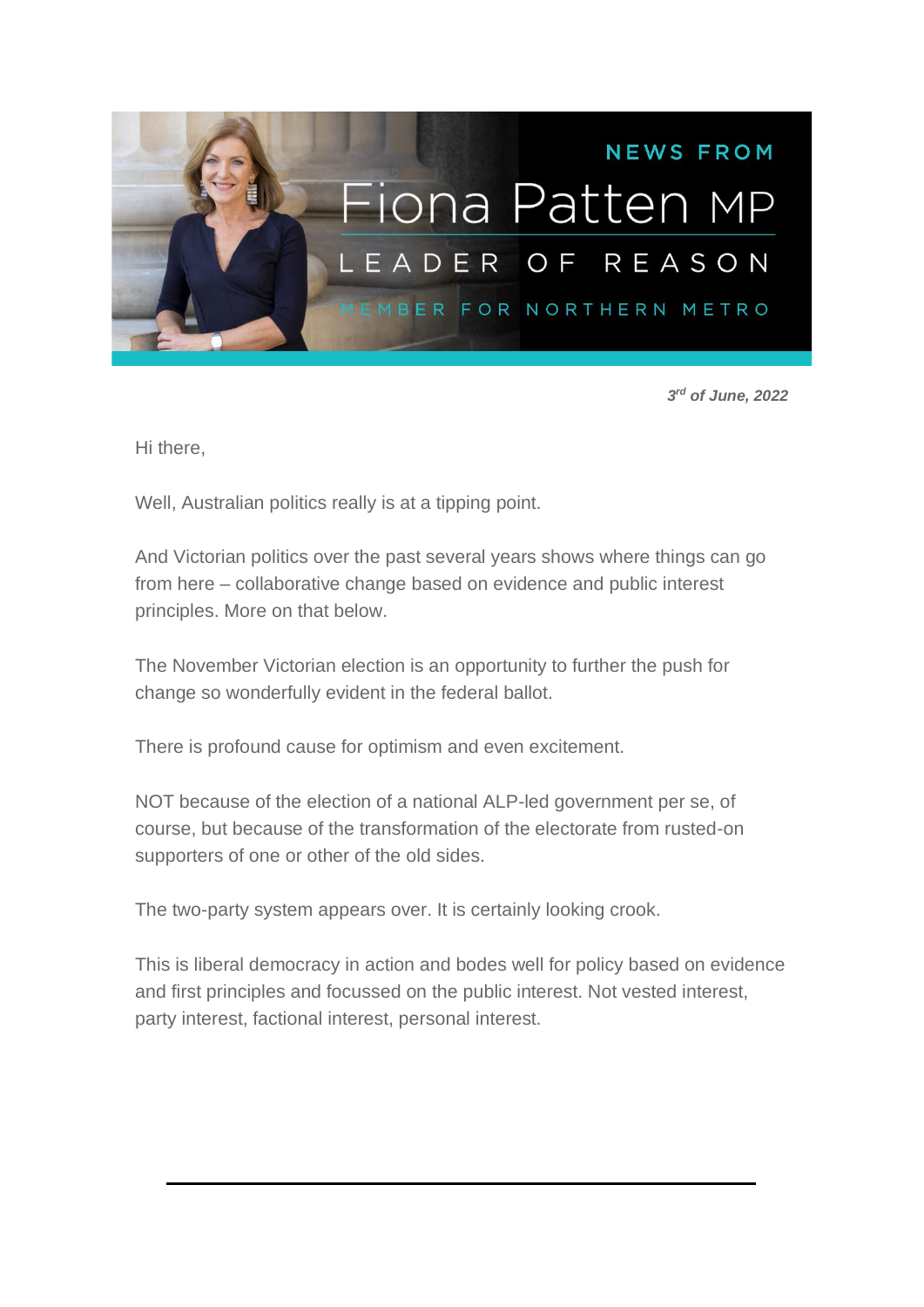# NEWS FROM Fiona Patten MP

## LEADER OF REASON

MEMBER FOR NORTHERN METRO

***3rd of June, 2022***

Hi there,

Well, Australian politics really is at a tipping point.

And Victorian politics over the past several years shows where things can go from here – collaborative change based on evidence and public interest principles. More on that below.

The November Victorian election is an opportunity to further the push for change so wonderfully evident in the federal ballot.

There is profound cause for optimism and even excitement.

NOT because of the election of a national ALP-led government per se, of course, but because of the transformation of the electorate from rusted-on supporters of one or other of the old sides.

The two-party system appears over. It is certainly looking crook.

This is liberal democracy in action and bodes well for policy based on evidence and first principles and focussed on the public interest. Not vested interest, party interest, factional interest, personal interest.

---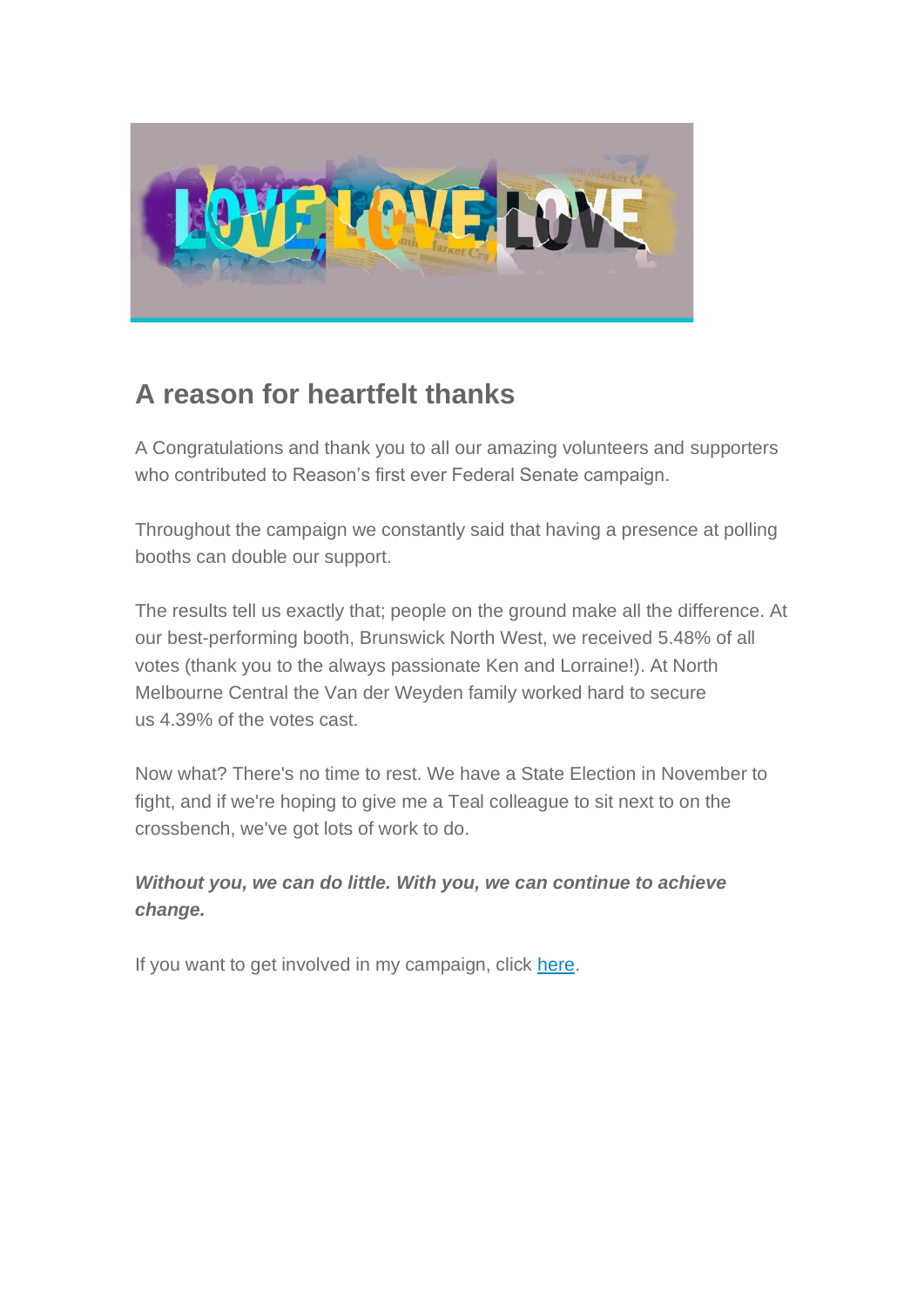## A reason for heartfelt thanks

A Congratulations and thank you to all our amazing volunteers and supporters who contributed to Reason's first ever Federal Senate campaign.

Throughout the campaign we constantly said that having a presence at polling booths can double our support.

The results tell us exactly that; people on the ground make all the difference. At our best-performing booth, Brunswick North West, we received 5.48% of all votes (thank you to the always passionate Ken and Lorraine!). At North Melbourne Central the Van der Weyden family worked hard to secure us 4.39% of the votes cast.

Now what? There's no time to rest. We have a State Election in November to fight, and if we're hoping to give me a Teal colleague to sit next to on the crossbench, we've got lots of work to do.

***Without you, we can do little. With you, we can continue to achieve change.***

If you want to get involved in my campaign, click [here].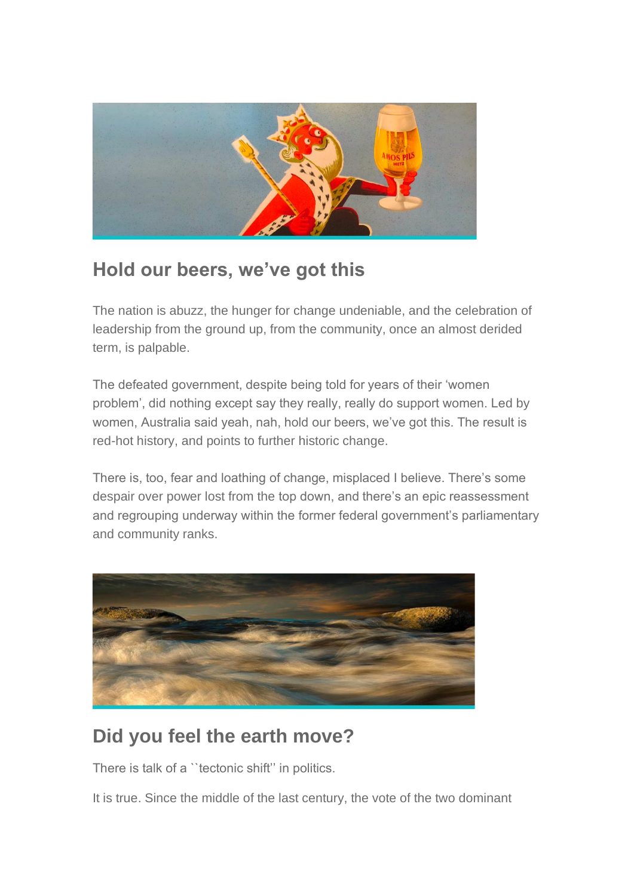## Hold our beers, we've got this

The nation is abuzz, the hunger for change undeniable, and the celebration of leadership from the ground up, from the community, once an almost derided term, is palpable.

The defeated government, despite being told for years of their 'women problem', did nothing except say they really, really do support women. Led by women, Australia said yeah, nah, hold our beers, we've got this. The result is red-hot history, and points to further historic change.

There is, too, fear and loathing of change, misplaced I believe. There's some despair over power lost from the top down, and there's an epic reassessment and regrouping underway within the former federal government's parliamentary and community ranks.

## Did you feel the earth move?

There is talk of a ``tectonic shift'' in politics.

It is true. Since the middle of the last century, the vote of the two dominant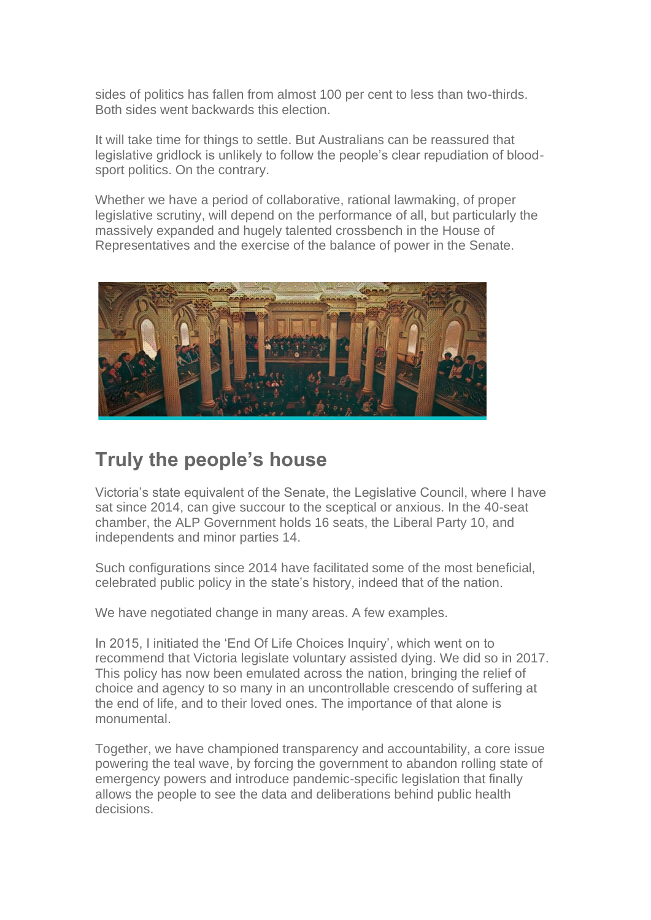sides of politics has fallen from almost 100 per cent to less than two-thirds. Both sides went backwards this election.

It will take time for things to settle. But Australians can be reassured that legislative gridlock is unlikely to follow the people's clear repudiation of blood-sport politics. On the contrary.

Whether we have a period of collaborative, rational lawmaking, of proper legislative scrutiny, will depend on the performance of all, but particularly the massively expanded and hugely talented crossbench in the House of Representatives and the exercise of the balance of power in the Senate.

## Truly the people's house

Victoria's state equivalent of the Senate, the Legislative Council, where I have sat since 2014, can give succour to the sceptical or anxious. In the 40-seat chamber, the ALP Government holds 16 seats, the Liberal Party 10, and independents and minor parties 14.

Such configurations since 2014 have facilitated some of the most beneficial, celebrated public policy in the state's history, indeed that of the nation.

We have negotiated change in many areas. A few examples.

In 2015, I initiated the 'End Of Life Choices Inquiry', which went on to recommend that Victoria legislate voluntary assisted dying. We did so in 2017. This policy has now been emulated across the nation, bringing the relief of choice and agency to so many in an uncontrollable crescendo of suffering at the end of life, and to their loved ones. The importance of that alone is monumental.

Together, we have championed transparency and accountability, a core issue powering the teal wave, by forcing the government to abandon rolling state of emergency powers and introduce pandemic-specific legislation that finally allows the people to see the data and deliberations behind public health decisions.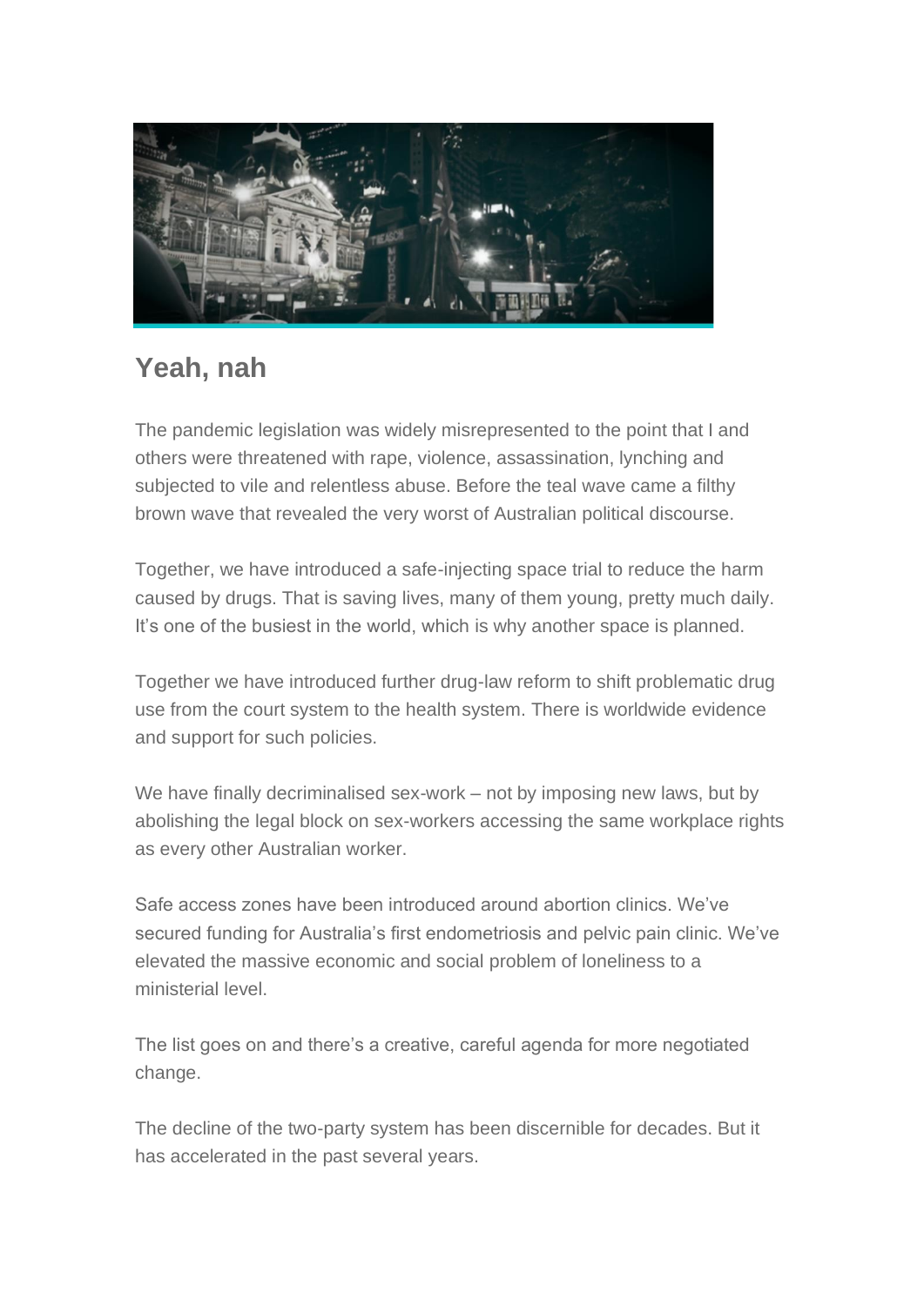## Yeah, nah

The pandemic legislation was widely misrepresented to the point that I and others were threatened with rape, violence, assassination, lynching and subjected to vile and relentless abuse. Before the teal wave came a filthy brown wave that revealed the very worst of Australian political discourse.

Together, we have introduced a safe-injecting space trial to reduce the harm caused by drugs. That is saving lives, many of them young, pretty much daily. It's one of the busiest in the world, which is why another space is planned.

Together we have introduced further drug-law reform to shift problematic drug use from the court system to the health system. There is worldwide evidence and support for such policies.

We have finally decriminalised sex-work – not by imposing new laws, but by abolishing the legal block on sex-workers accessing the same workplace rights as every other Australian worker.

Safe access zones have been introduced around abortion clinics. We've secured funding for Australia's first endometriosis and pelvic pain clinic. We've elevated the massive economic and social problem of loneliness to a ministerial level.

The list goes on and there's a creative, careful agenda for more negotiated change.

The decline of the two-party system has been discernible for decades. But it has accelerated in the past several years.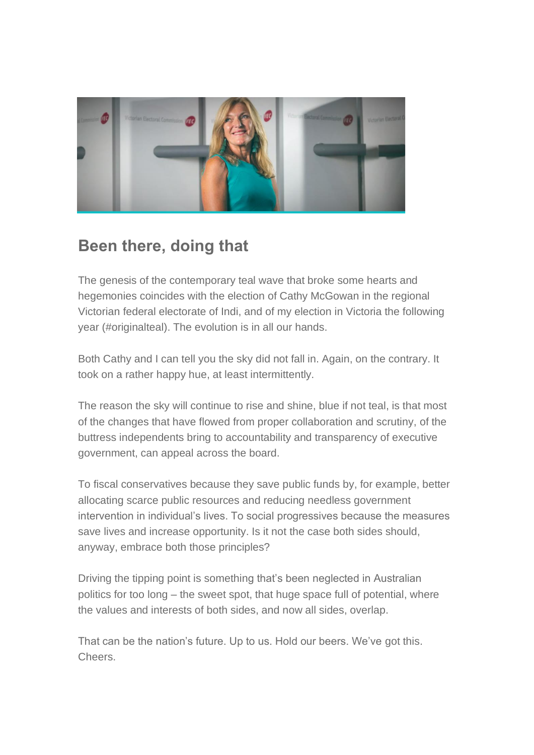## Been there, doing that

The genesis of the contemporary teal wave that broke some hearts and hegemonies coincides with the election of Cathy McGowan in the regional Victorian federal electorate of Indi, and of my election in Victoria the following year (#originalteal). The evolution is in all our hands.

Both Cathy and I can tell you the sky did not fall in. Again, on the contrary. It took on a rather happy hue, at least intermittently.

The reason the sky will continue to rise and shine, blue if not teal, is that most of the changes that have flowed from proper collaboration and scrutiny, of the buttress independents bring to accountability and transparency of executive government, can appeal across the board.

To fiscal conservatives because they save public funds by, for example, better allocating scarce public resources and reducing needless government intervention in individual's lives. To social progressives because the measures save lives and increase opportunity. Is it not the case both sides should, anyway, embrace both those principles?

Driving the tipping point is something that's been neglected in Australian politics for too long – the sweet spot, that huge space full of potential, where the values and interests of both sides, and now all sides, overlap.

That can be the nation's future. Up to us. Hold our beers. We've got this. Cheers.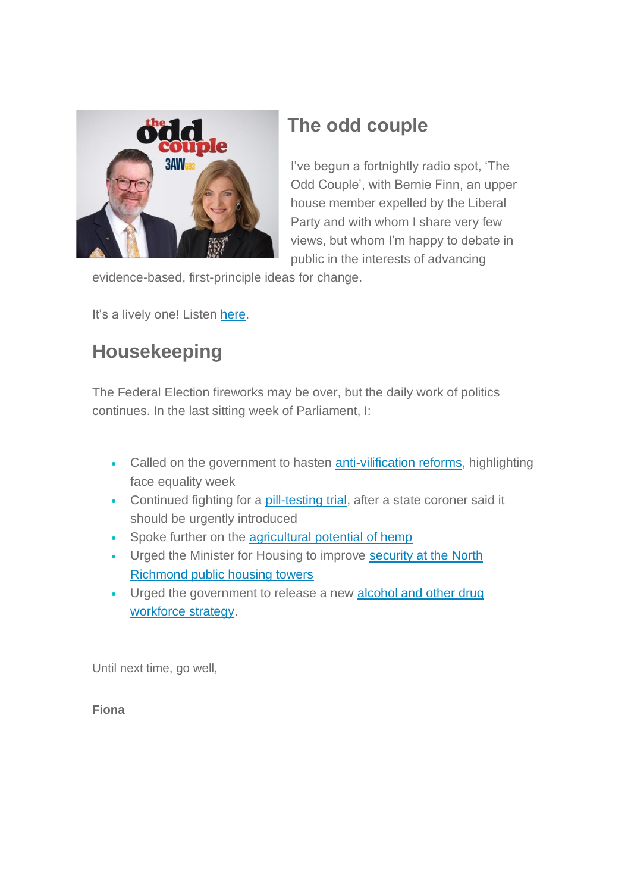## The odd couple

I've begun a fortnightly radio spot, 'The Odd Couple', with Bernie Finn, an upper house member expelled by the Liberal Party and with whom I share very few views, but whom I'm happy to debate in public in the interests of advancing evidence-based, first-principle ideas for change.

It's a lively one! Listen here.

## Housekeeping

The Federal Election fireworks may be over, but the daily work of politics continues. In the last sitting week of Parliament, I:

- Called on the government to hasten anti-vilification reforms, highlighting face equality week
- Continued fighting for a pill-testing trial, after a state coroner said it should be urgently introduced
- Spoke further on the agricultural potential of hemp
- Urged the Minister for Housing to improve security at the North Richmond public housing towers
- Urged the government to release a new alcohol and other drug workforce strategy.

Until next time, go well,

**Fiona**